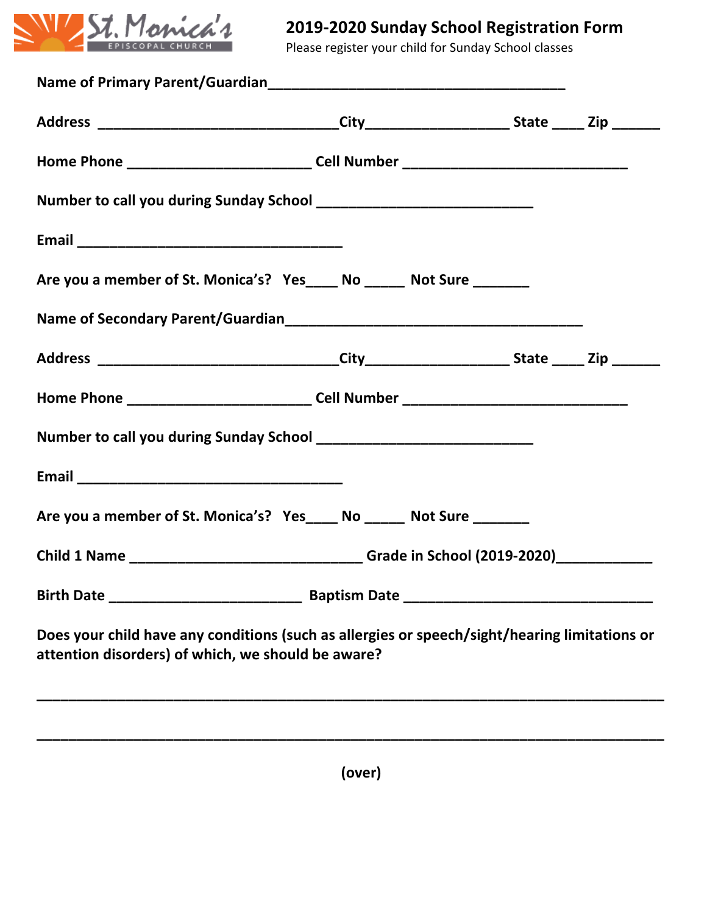St. Monica's
EPISCOPAL CHURCH

# 2019-2020 Sunday School Registration Form

Please register your child for Sunday School classes

**Name of Primary Parent/Guardian**_______________________________________

**Address** ________________________________**City**___________________ **State** ____ **Zip** ______

**Home Phone** ________________________ **Cell Number** _____________________________

**Number to call you during Sunday School** ____________________________

**Email** ___________________________________

**Are you a member of St. Monica's? Yes**____ **No** _____ **Not Sure** _______

**Name of Secondary Parent/Guardian**_______________________________________

**Address** ________________________________**City**___________________ **State** ____ **Zip** ______

**Home Phone** ________________________ **Cell Number** _____________________________

**Number to call you during Sunday School** ____________________________

**Email** ___________________________________

**Are you a member of St. Monica's? Yes**____ **No** _____ **Not Sure** _______

**Child 1 Name** ______________________________ **Grade in School (2019-2020)**____________

**Birth Date** _________________________ **Baptism Date** ________________________________

**Does your child have any conditions (such as allergies or speech/sight/hearing limitations or attention disorders) of which, we should be aware?**

_________________________________________________________________________________

_________________________________________________________________________________

**(over)**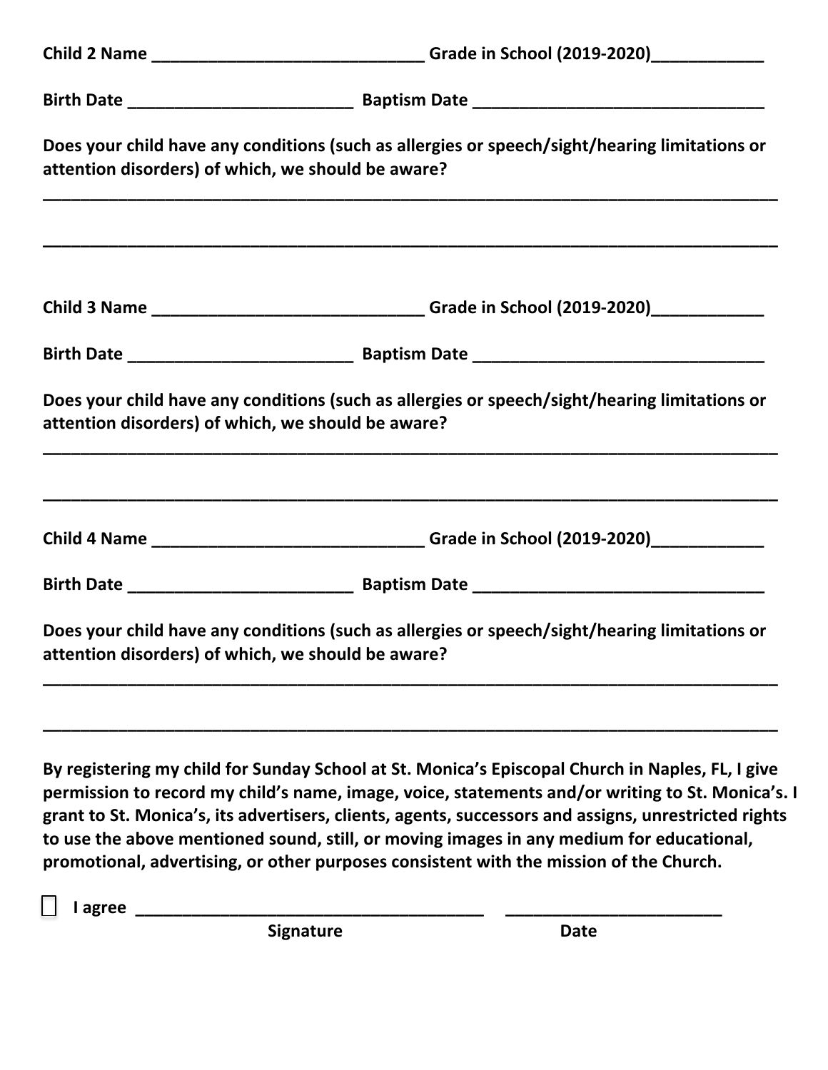**Child 2 Name ______________________________ Grade in School (2019-2020)____________**

**Birth Date ________________________ Baptism Date _______________________________**

**Does your child have any conditions (such as allergies or speech/sight/hearing limitations or attention disorders) of which, we should be aware?**

**___________________________________________________________________________________**

**___________________________________________________________________________________**

**Child 3 Name ______________________________ Grade in School (2019-2020)____________**

**Birth Date ________________________ Baptism Date _______________________________**

**Does your child have any conditions (such as allergies or speech/sight/hearing limitations or attention disorders) of which, we should be aware?**

**___________________________________________________________________________________**

**___________________________________________________________________________________**

**Child 4 Name ______________________________ Grade in School (2019-2020)____________**

**Birth Date ________________________ Baptism Date _______________________________**

**Does your child have any conditions (such as allergies or speech/sight/hearing limitations or attention disorders) of which, we should be aware?**

**___________________________________________________________________________________**

**___________________________________________________________________________________**

**By registering my child for Sunday School at St. Monica's Episcopal Church in Naples, FL, I give permission to record my child's name, image, voice, statements and/or writing to St. Monica's. I grant to St. Monica's, its advertisers, clients, agents, successors and assigns, unrestricted rights to use the above mentioned sound, still, or moving images in any medium for educational, promotional, advertising, or other purposes consistent with the mission of the Church.**

☐ **I agree _______________________________________ ________________________**

**Signature Date**